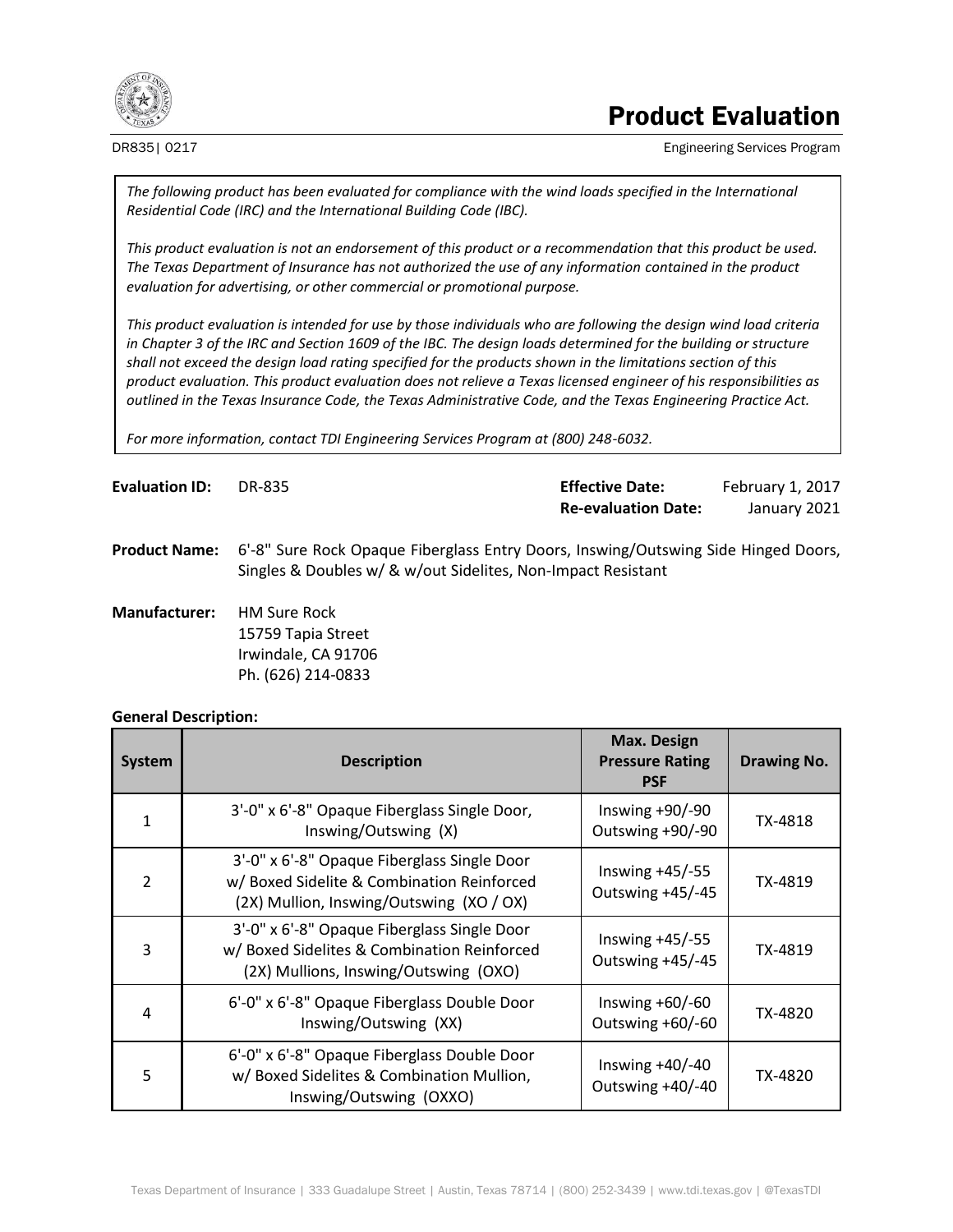# Product Evaluation

DR835| 0217

Engineering Services Program

*The following product has been evaluated for compliance with the wind loads specified in the International Residential Code (IRC) and the International Building Code (IBC).*

*This product evaluation is not an endorsement of this product or a recommendation that this product be used. The Texas Department of Insurance has not authorized the use of any information contained in the product evaluation for advertising, or other commercial or promotional purpose.*

*This product evaluation is intended for use by those individuals who are following the design wind load criteria in Chapter 3 of the IRC and Section 1609 of the IBC. The design loads determined for the building or structure shall not exceed the design load rating specified for the products shown in the limitations section of this product evaluation. This product evaluation does not relieve a Texas licensed engineer of his responsibilities as outlined in the Texas Insurance Code, the Texas Administrative Code, and the Texas Engineering Practice Act.*

*For more information, contact TDI Engineering Services Program at (800) 248-6032.*

**Evaluation ID:** DR-835

**Effective Date:** February 1, 2017

**Re-evaluation Date:** January 2021

**Product Name:** 6'-8" Sure Rock Opaque Fiberglass Entry Doors, Inswing/Outswing Side Hinged Doors, Singles & Doubles w/ & w/out Sidelites, Non-Impact Resistant

**Manufacturer:** HM Sure Rock
15759 Tapia Street
Irwindale, CA 91706
Ph. (626) 214-0833

**General Description:**

| System | Description | Max. Design Pressure Rating PSF | Drawing No. |
|---|---|---|---|
| 1 | 3'-0" x 6'-8" Opaque Fiberglass Single Door, Inswing/Outswing (X) | Inswing +90/-90<br>Outswing +90/-90 | TX-4818 |
| 2 | 3'-0" x 6'-8" Opaque Fiberglass Single Door w/ Boxed Sidelite & Combination Reinforced (2X) Mullion, Inswing/Outswing (XO / OX) | Inswing +45/-55<br>Outswing +45/-45 | TX-4819 |
| 3 | 3'-0" x 6'-8" Opaque Fiberglass Single Door w/ Boxed Sidelites & Combination Reinforced (2X) Mullions, Inswing/Outswing (OXO) | Inswing +45/-55<br>Outswing +45/-45 | TX-4819 |
| 4 | 6'-0" x 6'-8" Opaque Fiberglass Double Door Inswing/Outswing (XX) | Inswing +60/-60<br>Outswing +60/-60 | TX-4820 |
| 5 | 6'-0" x 6'-8" Opaque Fiberglass Double Door w/ Boxed Sidelites & Combination Mullion, Inswing/Outswing (OXXO) | Inswing +40/-40<br>Outswing +40/-40 | TX-4820 |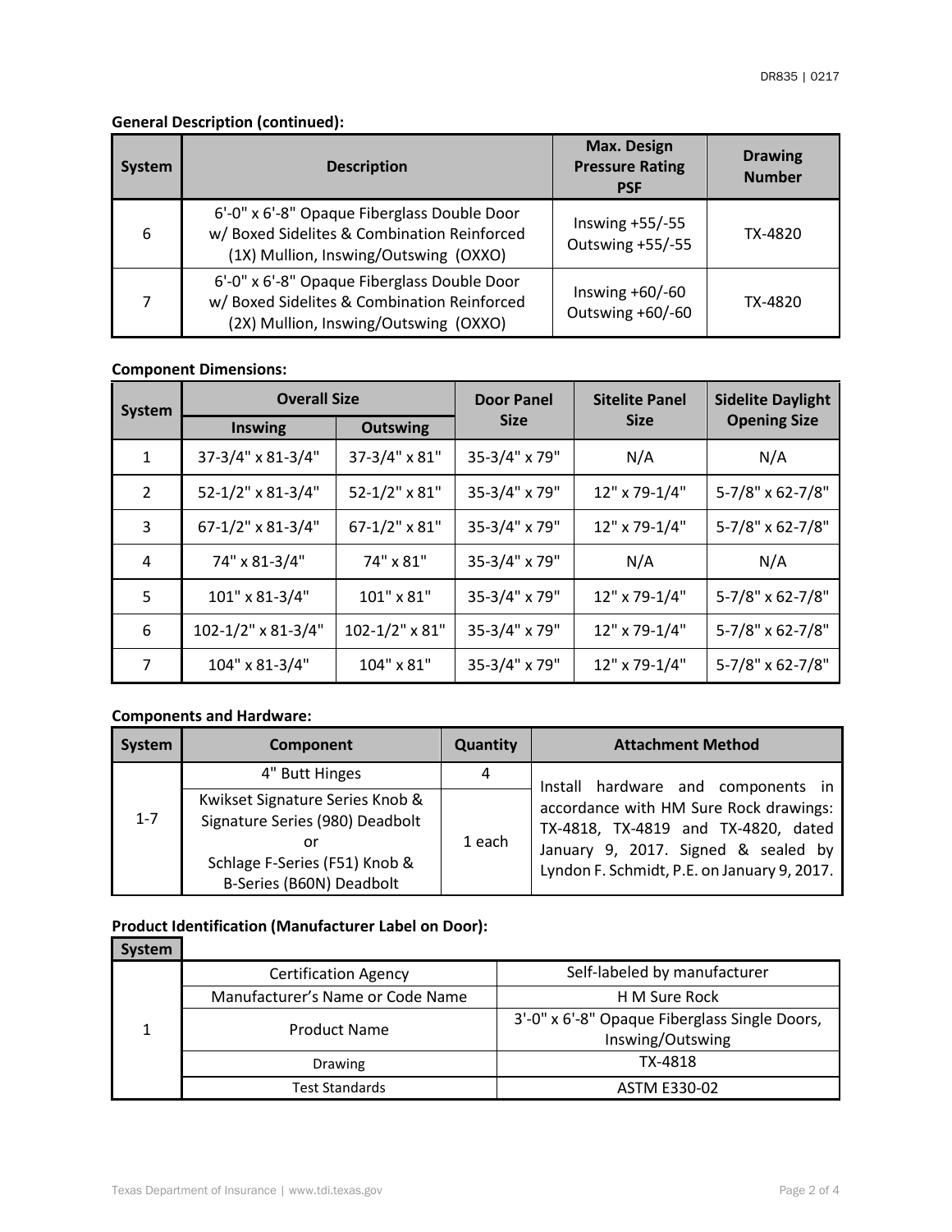**General Description (continued):**

| System | Description | Max. Design Pressure Rating PSF | Drawing Number |
|---|---|---|---|
| 6 | 6'-0" x 6'-8" Opaque Fiberglass Double Door w/ Boxed Sidelites & Combination Reinforced (1X) Mullion, Inswing/Outswing (OXXO) | Inswing +55/-55 Outswing +55/-55 | TX-4820 |
| 7 | 6'-0" x 6'-8" Opaque Fiberglass Double Door w/ Boxed Sidelites & Combination Reinforced (2X) Mullion, Inswing/Outswing (OXXO) | Inswing +60/-60 Outswing +60/-60 | TX-4820 |

**Component Dimensions:**

| System | Overall Size | | Door Panel Size | Sitelite Panel Size | Sidelite Daylight Opening Size |
|---|---|---|---|---|---|
| | Inswing | Outswing | | | |
| 1 | 37-3/4" x 81-3/4" | 37-3/4" x 81" | 35-3/4" x 79" | N/A | N/A |
| 2 | 52-1/2" x 81-3/4" | 52-1/2" x 81" | 35-3/4" x 79" | 12" x 79-1/4" | 5-7/8" x 62-7/8" |
| 3 | 67-1/2" x 81-3/4" | 67-1/2" x 81" | 35-3/4" x 79" | 12" x 79-1/4" | 5-7/8" x 62-7/8" |
| 4 | 74" x 81-3/4" | 74" x 81" | 35-3/4" x 79" | N/A | N/A |
| 5 | 101" x 81-3/4" | 101" x 81" | 35-3/4" x 79" | 12" x 79-1/4" | 5-7/8" x 62-7/8" |
| 6 | 102-1/2" x 81-3/4" | 102-1/2" x 81" | 35-3/4" x 79" | 12" x 79-1/4" | 5-7/8" x 62-7/8" |
| 7 | 104" x 81-3/4" | 104" x 81" | 35-3/4" x 79" | 12" x 79-1/4" | 5-7/8" x 62-7/8" |

**Components and Hardware:**

| System | Component | Quantity | Attachment Method |
|---|---|---|---|
| 1-7 | 4" Butt Hinges | 4 | Install hardware and components in accordance with HM Sure Rock drawings: TX-4818, TX-4819 and TX-4820, dated January 9, 2017. Signed & sealed by Lyndon F. Schmidt, P.E. on January 9, 2017. |
| | Kwikset Signature Series Knob & Signature Series (980) Deadbolt or Schlage F-Series (F51) Knob & B-Series (B60N) Deadbolt | 1 each | |

**Product Identification (Manufacturer Label on Door):**

| System | | |
|---|---|---|
| 1 | Certification Agency | Self-labeled by manufacturer |
| | Manufacturer's Name or Code Name | H M Sure Rock |
| | Product Name | 3'-0" x 6'-8" Opaque Fiberglass Single Doors, Inswing/Outswing |
| | Drawing | TX-4818 |
| | Test Standards | ASTM E330-02 |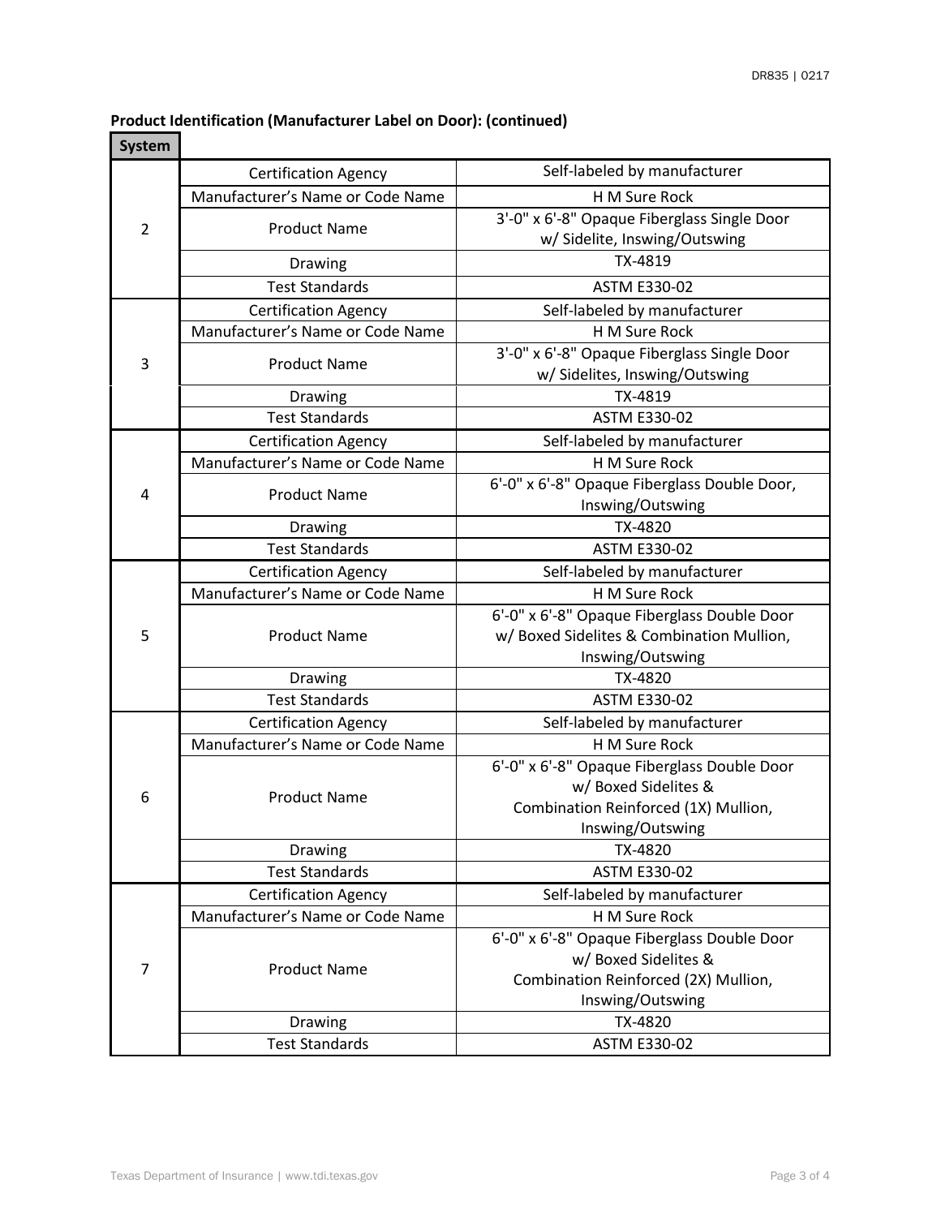**Product Identification (Manufacturer Label on Door): (continued)**

| System | | |
|---|---|---|
| 2 | Certification Agency | Self-labeled by manufacturer |
| | Manufacturer's Name or Code Name | H M Sure Rock |
| | Product Name | 3'-0" x 6'-8" Opaque Fiberglass Single Door w/ Sidelite, Inswing/Outswing |
| | Drawing | TX-4819 |
| | Test Standards | ASTM E330-02 |
| 3 | Certification Agency | Self-labeled by manufacturer |
| | Manufacturer's Name or Code Name | H M Sure Rock |
| | Product Name | 3'-0" x 6'-8" Opaque Fiberglass Single Door w/ Sidelites, Inswing/Outswing |
| | Drawing | TX-4819 |
| | Test Standards | ASTM E330-02 |
| 4 | Certification Agency | Self-labeled by manufacturer |
| | Manufacturer's Name or Code Name | H M Sure Rock |
| | Product Name | 6'-0" x 6'-8" Opaque Fiberglass Double Door, Inswing/Outswing |
| | Drawing | TX-4820 |
| | Test Standards | ASTM E330-02 |
| 5 | Certification Agency | Self-labeled by manufacturer |
| | Manufacturer's Name or Code Name | H M Sure Rock |
| | Product Name | 6'-0" x 6'-8" Opaque Fiberglass Double Door w/ Boxed Sidelites & Combination Mullion, Inswing/Outswing |
| | Drawing | TX-4820 |
| | Test Standards | ASTM E330-02 |
| 6 | Certification Agency | Self-labeled by manufacturer |
| | Manufacturer's Name or Code Name | H M Sure Rock |
| | Product Name | 6'-0" x 6'-8" Opaque Fiberglass Double Door w/ Boxed Sidelites & Combination Reinforced (1X) Mullion, Inswing/Outswing |
| | Drawing | TX-4820 |
| | Test Standards | ASTM E330-02 |
| 7 | Certification Agency | Self-labeled by manufacturer |
| | Manufacturer's Name or Code Name | H M Sure Rock |
| | Product Name | 6'-0" x 6'-8" Opaque Fiberglass Double Door w/ Boxed Sidelites & Combination Reinforced (2X) Mullion, Inswing/Outswing |
| | Drawing | TX-4820 |
| | Test Standards | ASTM E330-02 |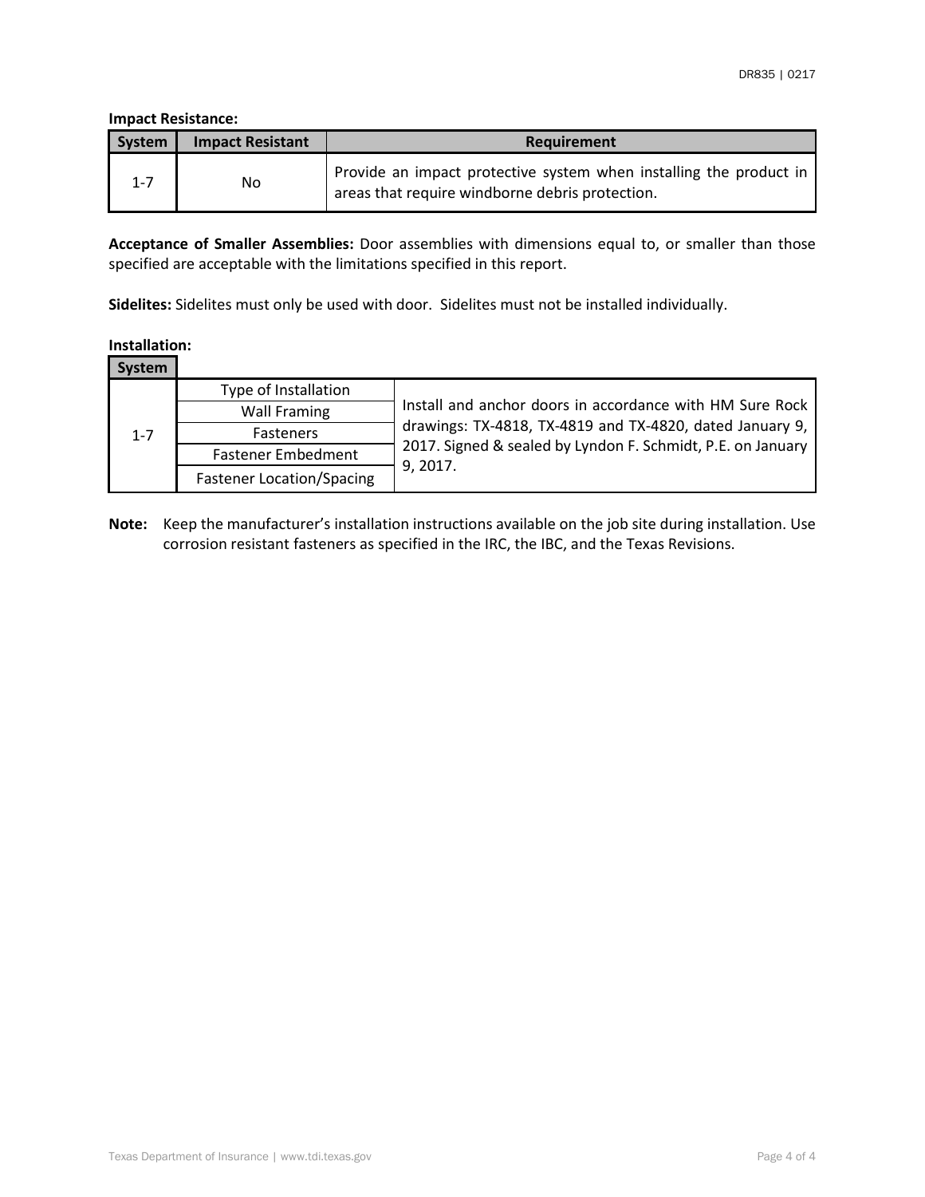**Impact Resistance:**

| System | Impact Resistant | Requirement |
|---|---|---|
| 1-7 | No | Provide an impact protective system when installing the product in areas that require windborne debris protection. |

**Acceptance of Smaller Assemblies:** Door assemblies with dimensions equal to, or smaller than those specified are acceptable with the limitations specified in this report.

**Sidelites:** Sidelites must only be used with door. Sidelites must not be installed individually.

**Installation:**

| System | | |
|---|---|---|
| 1-7 | Type of Installation | Install and anchor doors in accordance with HM Sure Rock drawings: TX-4818, TX-4819 and TX-4820, dated January 9, 2017. Signed & sealed by Lyndon F. Schmidt, P.E. on January 9, 2017. |
| | Wall Framing | |
| | Fasteners | |
| | Fastener Embedment | |
| | Fastener Location/Spacing | |

**Note:** Keep the manufacturer's installation instructions available on the job site during installation. Use corrosion resistant fasteners as specified in the IRC, the IBC, and the Texas Revisions.